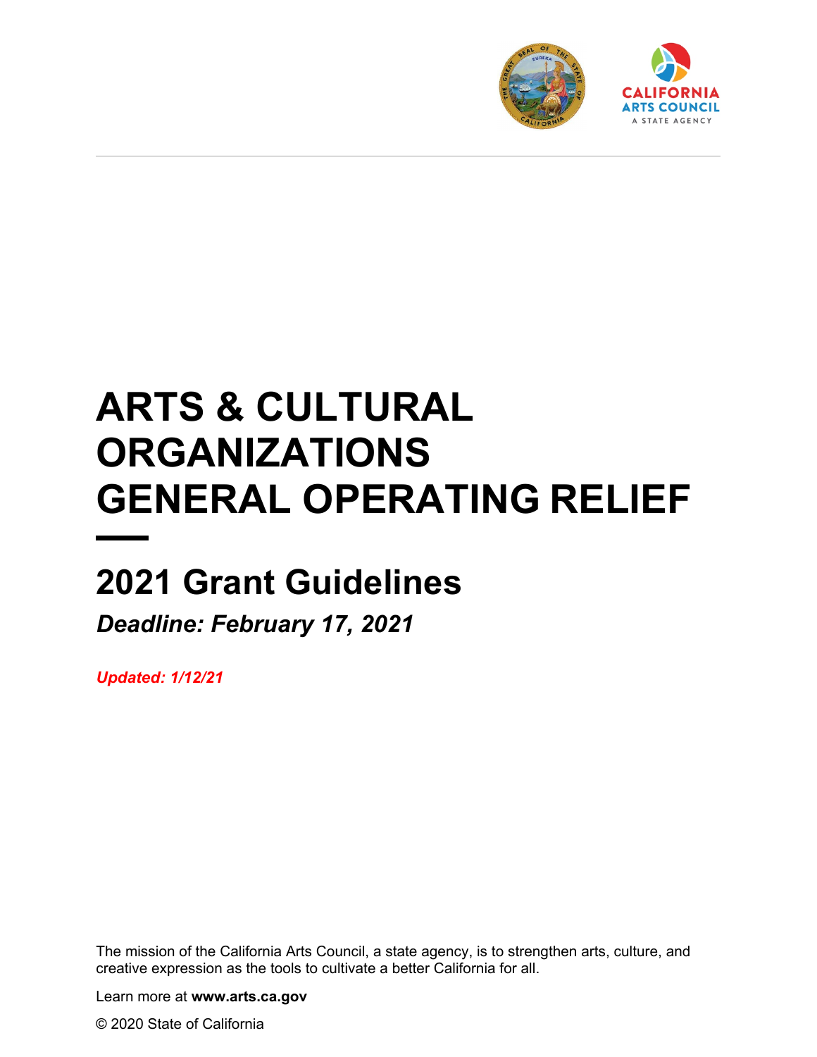# ARTS & CULTURAL ORGANIZATIONS GENERAL OPERATING RELIEF

## 2021 Grant Guidelines

***Deadline: February 17, 2021***

***Updated: 1/12/21***

The mission of the California Arts Council, a state agency, is to strengthen arts, culture, and creative expression as the tools to cultivate a better California for all.

Learn more at **www.arts.ca.gov**

© 2020 State of California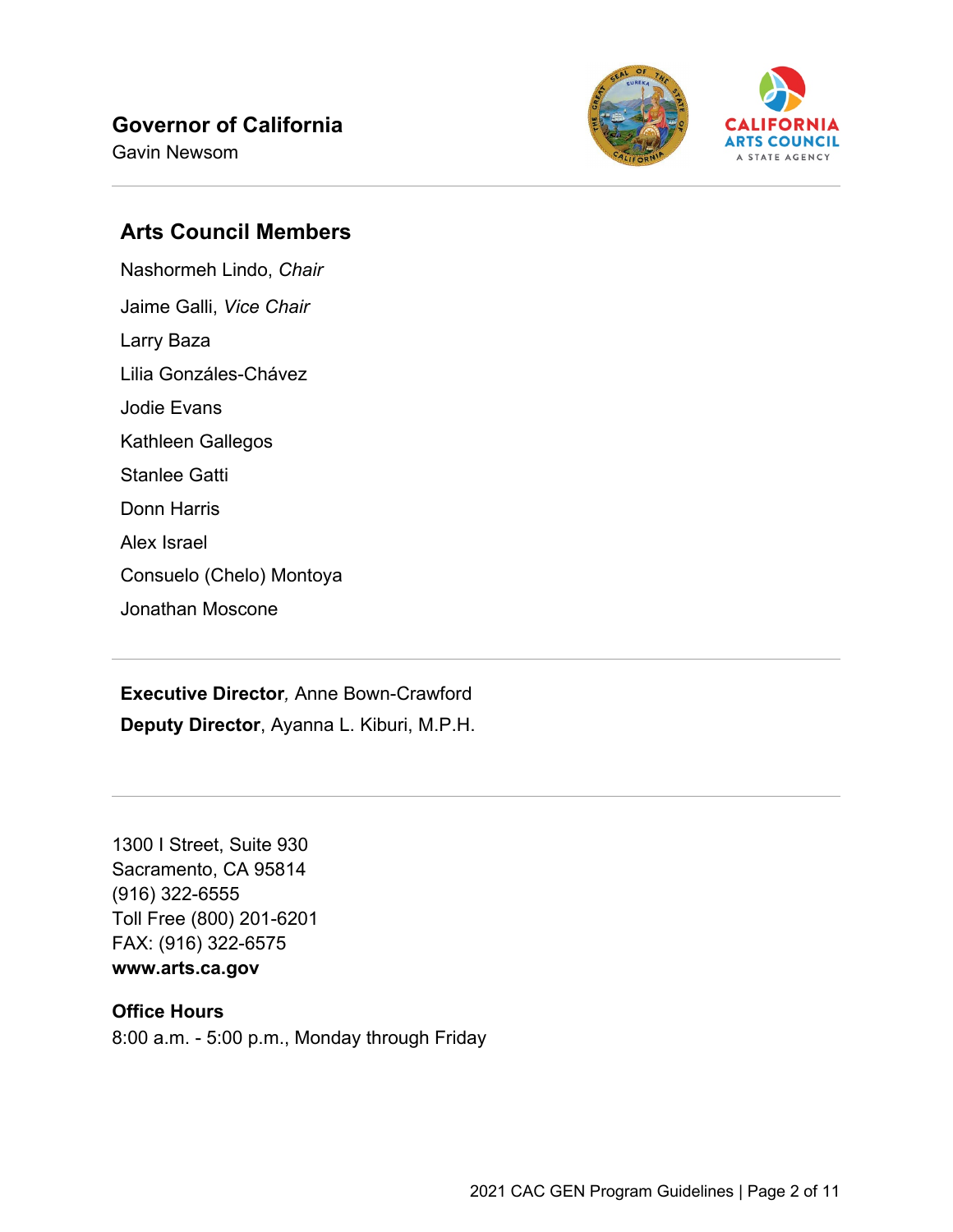**Governor of California**
Gavin Newsom

## Arts Council Members

Nashormeh Lindo, *Chair*

Jaime Galli, *Vice Chair*

Larry Baza

Lilia Gonzáles-Chávez

Jodie Evans

Kathleen Gallegos

Stanlee Gatti

Donn Harris

Alex Israel

Consuelo (Chelo) Montoya

Jonathan Moscone

---

**Executive Director**, Anne Bown-Crawford

**Deputy Director**, Ayanna L. Kiburi, M.P.H.

---

1300 I Street, Suite 930
Sacramento, CA 95814
(916) 322-6555
Toll Free (800) 201-6201
FAX: (916) 322-6575
**www.arts.ca.gov**

**Office Hours**
8:00 a.m. - 5:00 p.m., Monday through Friday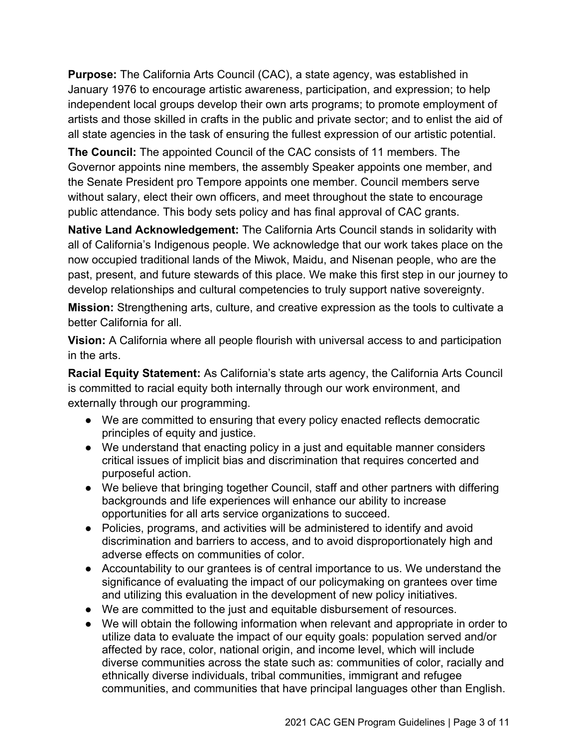**Purpose:** The California Arts Council (CAC), a state agency, was established in January 1976 to encourage artistic awareness, participation, and expression; to help independent local groups develop their own arts programs; to promote employment of artists and those skilled in crafts in the public and private sector; and to enlist the aid of all state agencies in the task of ensuring the fullest expression of our artistic potential.

**The Council:** The appointed Council of the CAC consists of 11 members. The Governor appoints nine members, the assembly Speaker appoints one member, and the Senate President pro Tempore appoints one member. Council members serve without salary, elect their own officers, and meet throughout the state to encourage public attendance. This body sets policy and has final approval of CAC grants.

**Native Land Acknowledgement:** The California Arts Council stands in solidarity with all of California's Indigenous people. We acknowledge that our work takes place on the now occupied traditional lands of the Miwok, Maidu, and Nisenan people, who are the past, present, and future stewards of this place. We make this first step in our journey to develop relationships and cultural competencies to truly support native sovereignty.

**Mission:** Strengthening arts, culture, and creative expression as the tools to cultivate a better California for all.

**Vision:** A California where all people flourish with universal access to and participation in the arts.

**Racial Equity Statement:** As California's state arts agency, the California Arts Council is committed to racial equity both internally through our work environment, and externally through our programming.

- We are committed to ensuring that every policy enacted reflects democratic principles of equity and justice.
- We understand that enacting policy in a just and equitable manner considers critical issues of implicit bias and discrimination that requires concerted and purposeful action.
- We believe that bringing together Council, staff and other partners with differing backgrounds and life experiences will enhance our ability to increase opportunities for all arts service organizations to succeed.
- Policies, programs, and activities will be administered to identify and avoid discrimination and barriers to access, and to avoid disproportionately high and adverse effects on communities of color.
- Accountability to our grantees is of central importance to us. We understand the significance of evaluating the impact of our policymaking on grantees over time and utilizing this evaluation in the development of new policy initiatives.
- We are committed to the just and equitable disbursement of resources.
- We will obtain the following information when relevant and appropriate in order to utilize data to evaluate the impact of our equity goals: population served and/or affected by race, color, national origin, and income level, which will include diverse communities across the state such as: communities of color, racially and ethnically diverse individuals, tribal communities, immigrant and refugee communities, and communities that have principal languages other than English.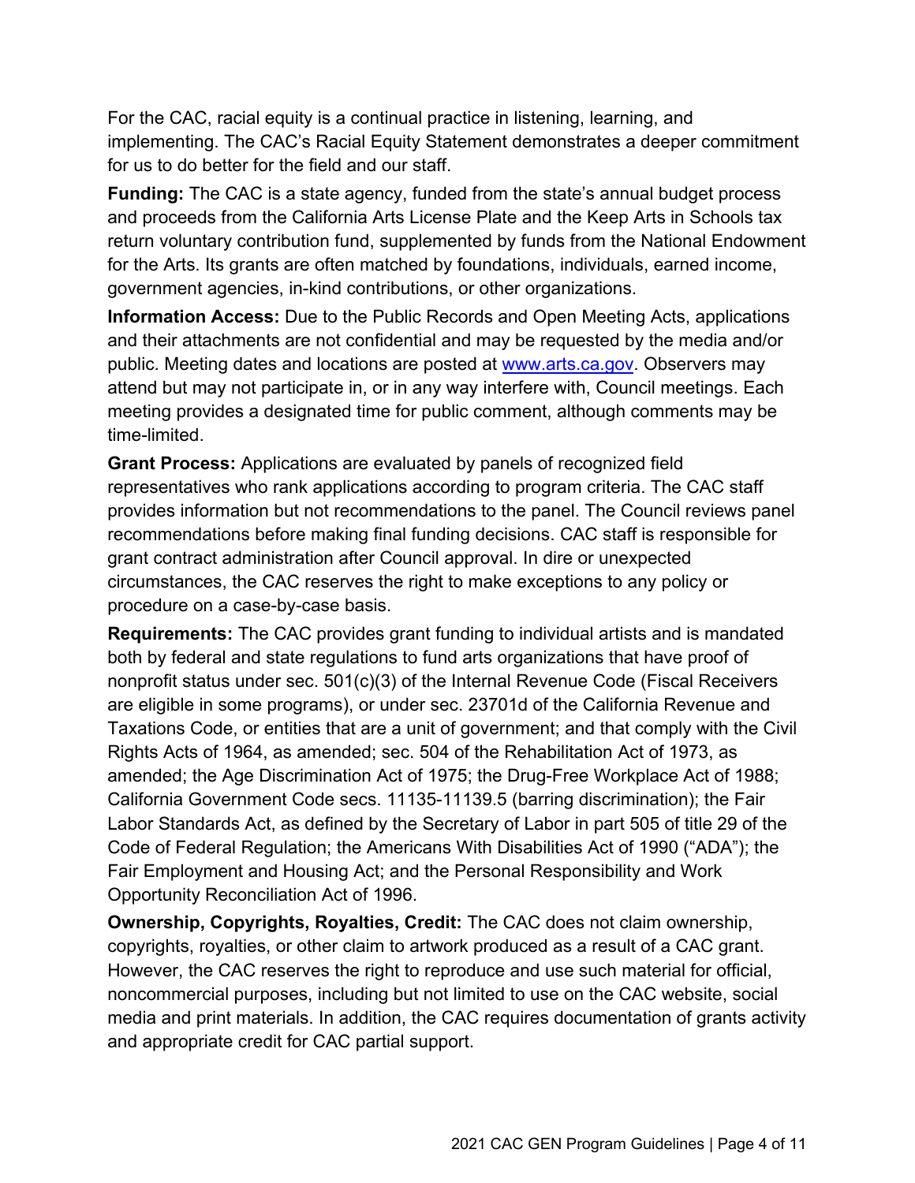For the CAC, racial equity is a continual practice in listening, learning, and implementing. The CAC's Racial Equity Statement demonstrates a deeper commitment for us to do better for the field and our staff.

**Funding:** The CAC is a state agency, funded from the state's annual budget process and proceeds from the California Arts License Plate and the Keep Arts in Schools tax return voluntary contribution fund, supplemented by funds from the National Endowment for the Arts. Its grants are often matched by foundations, individuals, earned income, government agencies, in-kind contributions, or other organizations.

**Information Access:** Due to the Public Records and Open Meeting Acts, applications and their attachments are not confidential and may be requested by the media and/or public. Meeting dates and locations are posted at [www.arts.ca.gov](http://www.arts.ca.gov). Observers may attend but may not participate in, or in any way interfere with, Council meetings. Each meeting provides a designated time for public comment, although comments may be time-limited.

**Grant Process:** Applications are evaluated by panels of recognized field representatives who rank applications according to program criteria. The CAC staff provides information but not recommendations to the panel. The Council reviews panel recommendations before making final funding decisions. CAC staff is responsible for grant contract administration after Council approval. In dire or unexpected circumstances, the CAC reserves the right to make exceptions to any policy or procedure on a case-by-case basis.

**Requirements:** The CAC provides grant funding to individual artists and is mandated both by federal and state regulations to fund arts organizations that have proof of nonprofit status under sec. 501(c)(3) of the Internal Revenue Code (Fiscal Receivers are eligible in some programs), or under sec. 23701d of the California Revenue and Taxations Code, or entities that are a unit of government; and that comply with the Civil Rights Acts of 1964, as amended; sec. 504 of the Rehabilitation Act of 1973, as amended; the Age Discrimination Act of 1975; the Drug-Free Workplace Act of 1988; California Government Code secs. 11135-11139.5 (barring discrimination); the Fair Labor Standards Act, as defined by the Secretary of Labor in part 505 of title 29 of the Code of Federal Regulation; the Americans With Disabilities Act of 1990 ("ADA"); the Fair Employment and Housing Act; and the Personal Responsibility and Work Opportunity Reconciliation Act of 1996.

**Ownership, Copyrights, Royalties, Credit:** The CAC does not claim ownership, copyrights, royalties, or other claim to artwork produced as a result of a CAC grant. However, the CAC reserves the right to reproduce and use such material for official, noncommercial purposes, including but not limited to use on the CAC website, social media and print materials. In addition, the CAC requires documentation of grants activity and appropriate credit for CAC partial support.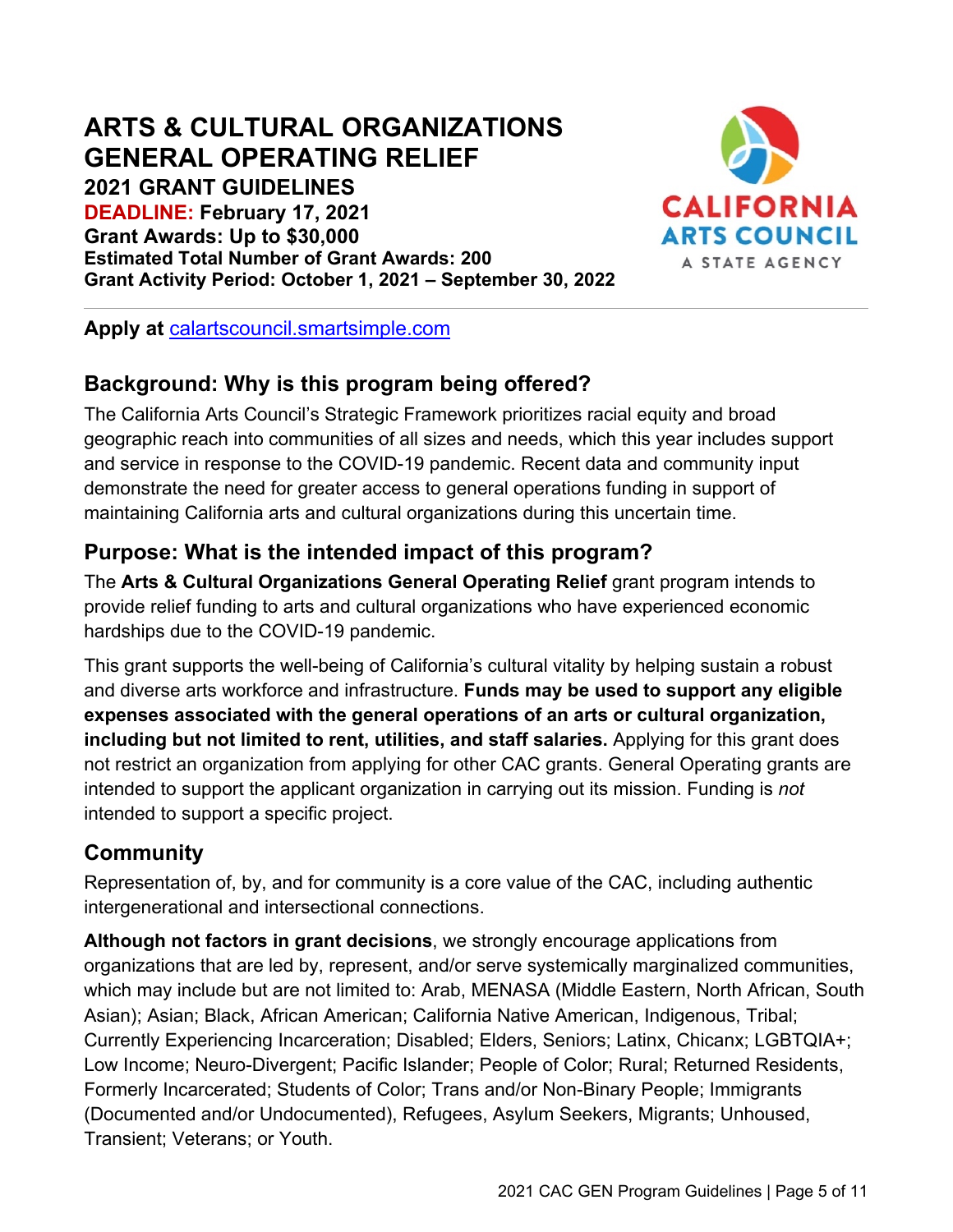# ARTS & CULTURAL ORGANIZATIONS GENERAL OPERATING RELIEF

**2021 GRANT GUIDELINES**
**DEADLINE: February 17, 2021**
**Grant Awards: Up to $30,000**
**Estimated Total Number of Grant Awards: 200**
**Grant Activity Period: October 1, 2021 – September 30, 2022**

CALIFORNIA ARTS COUNCIL
A STATE AGENCY

**Apply at** calartscouncil.smartsimple.com

## Background: Why is this program being offered?

The California Arts Council's Strategic Framework prioritizes racial equity and broad geographic reach into communities of all sizes and needs, which this year includes support and service in response to the COVID-19 pandemic. Recent data and community input demonstrate the need for greater access to general operations funding in support of maintaining California arts and cultural organizations during this uncertain time.

## Purpose: What is the intended impact of this program?

The **Arts & Cultural Organizations General Operating Relief** grant program intends to provide relief funding to arts and cultural organizations who have experienced economic hardships due to the COVID-19 pandemic.

This grant supports the well-being of California's cultural vitality by helping sustain a robust and diverse arts workforce and infrastructure. **Funds may be used to support any eligible expenses associated with the general operations of an arts or cultural organization, including but not limited to rent, utilities, and staff salaries.** Applying for this grant does not restrict an organization from applying for other CAC grants. General Operating grants are intended to support the applicant organization in carrying out its mission. Funding is *not* intended to support a specific project.

## Community

Representation of, by, and for community is a core value of the CAC, including authentic intergenerational and intersectional connections.

**Although not factors in grant decisions**, we strongly encourage applications from organizations that are led by, represent, and/or serve systemically marginalized communities, which may include but are not limited to: Arab, MENASA (Middle Eastern, North African, South Asian); Asian; Black, African American; California Native American, Indigenous, Tribal; Currently Experiencing Incarceration; Disabled; Elders, Seniors; Latinx, Chicanx; LGBTQIA+; Low Income; Neuro-Divergent; Pacific Islander; People of Color; Rural; Returned Residents, Formerly Incarcerated; Students of Color; Trans and/or Non-Binary People; Immigrants (Documented and/or Undocumented), Refugees, Asylum Seekers, Migrants; Unhoused, Transient; Veterans; or Youth.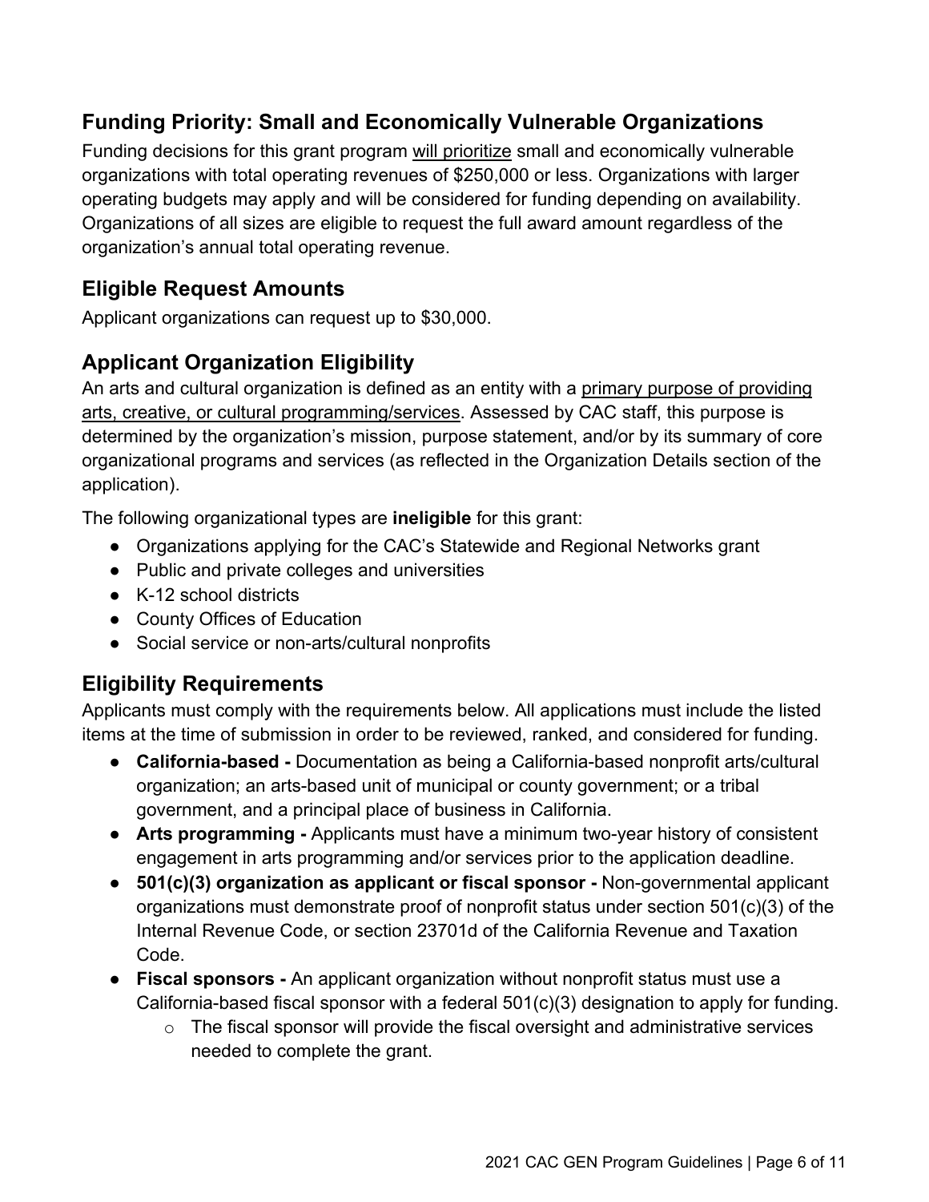## Funding Priority: Small and Economically Vulnerable Organizations

Funding decisions for this grant program will prioritize small and economically vulnerable organizations with total operating revenues of $250,000 or less. Organizations with larger operating budgets may apply and will be considered for funding depending on availability. Organizations of all sizes are eligible to request the full award amount regardless of the organization's annual total operating revenue.

## Eligible Request Amounts

Applicant organizations can request up to $30,000.

## Applicant Organization Eligibility

An arts and cultural organization is defined as an entity with a primary purpose of providing arts, creative, or cultural programming/services. Assessed by CAC staff, this purpose is determined by the organization's mission, purpose statement, and/or by its summary of core organizational programs and services (as reflected in the Organization Details section of the application).

The following organizational types are **ineligible** for this grant:

- Organizations applying for the CAC's Statewide and Regional Networks grant
- Public and private colleges and universities
- K-12 school districts
- County Offices of Education
- Social service or non-arts/cultural nonprofits

## Eligibility Requirements

Applicants must comply with the requirements below. All applications must include the listed items at the time of submission in order to be reviewed, ranked, and considered for funding.

- **California-based -** Documentation as being a California-based nonprofit arts/cultural organization; an arts-based unit of municipal or county government; or a tribal government, and a principal place of business in California.
- **Arts programming -** Applicants must have a minimum two-year history of consistent engagement in arts programming and/or services prior to the application deadline.
- **501(c)(3) organization as applicant or fiscal sponsor -** Non-governmental applicant organizations must demonstrate proof of nonprofit status under section 501(c)(3) of the Internal Revenue Code, or section 23701d of the California Revenue and Taxation Code.
- **Fiscal sponsors -** An applicant organization without nonprofit status must use a California-based fiscal sponsor with a federal 501(c)(3) designation to apply for funding.
  - The fiscal sponsor will provide the fiscal oversight and administrative services needed to complete the grant.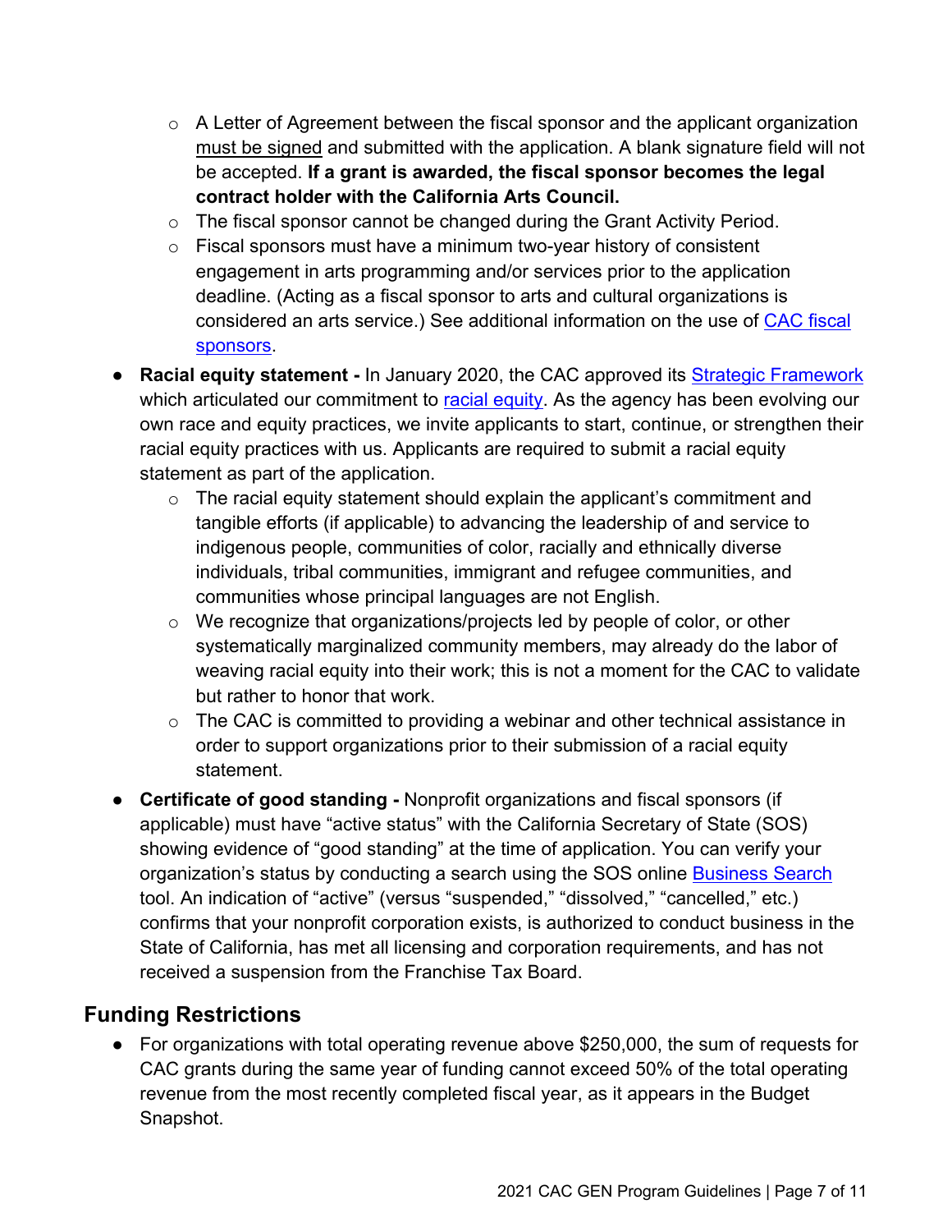- A Letter of Agreement between the fiscal sponsor and the applicant organization must be signed and submitted with the application. A blank signature field will not be accepted. **If a grant is awarded, the fiscal sponsor becomes the legal contract holder with the California Arts Council.**
  - The fiscal sponsor cannot be changed during the Grant Activity Period.
  - Fiscal sponsors must have a minimum two-year history of consistent engagement in arts programming and/or services prior to the application deadline. (Acting as a fiscal sponsor to arts and cultural organizations is considered an arts service.) See additional information on the use of CAC fiscal sponsors.
- **Racial equity statement -** In January 2020, the CAC approved its Strategic Framework which articulated our commitment to racial equity. As the agency has been evolving our own race and equity practices, we invite applicants to start, continue, or strengthen their racial equity practices with us. Applicants are required to submit a racial equity statement as part of the application.
  - The racial equity statement should explain the applicant's commitment and tangible efforts (if applicable) to advancing the leadership of and service to indigenous people, communities of color, racially and ethnically diverse individuals, tribal communities, immigrant and refugee communities, and communities whose principal languages are not English.
  - We recognize that organizations/projects led by people of color, or other systematically marginalized community members, may already do the labor of weaving racial equity into their work; this is not a moment for the CAC to validate but rather to honor that work.
  - The CAC is committed to providing a webinar and other technical assistance in order to support organizations prior to their submission of a racial equity statement.
- **Certificate of good standing -** Nonprofit organizations and fiscal sponsors (if applicable) must have "active status" with the California Secretary of State (SOS) showing evidence of "good standing" at the time of application. You can verify your organization's status by conducting a search using the SOS online Business Search tool. An indication of "active" (versus "suspended," "dissolved," "cancelled," etc.) confirms that your nonprofit corporation exists, is authorized to conduct business in the State of California, has met all licensing and corporation requirements, and has not received a suspension from the Franchise Tax Board.

## Funding Restrictions

- For organizations with total operating revenue above $250,000, the sum of requests for CAC grants during the same year of funding cannot exceed 50% of the total operating revenue from the most recently completed fiscal year, as it appears in the Budget Snapshot.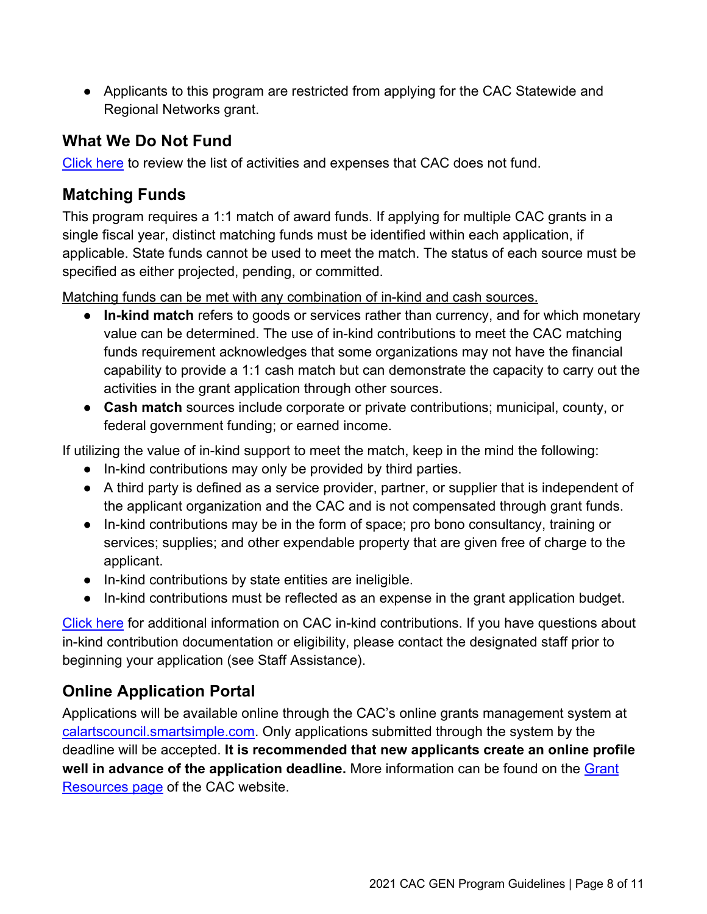- Applicants to this program are restricted from applying for the CAC Statewide and Regional Networks grant.

## What We Do Not Fund

Click here to review the list of activities and expenses that CAC does not fund.

## Matching Funds

This program requires a 1:1 match of award funds. If applying for multiple CAC grants in a single fiscal year, distinct matching funds must be identified within each application, if applicable. State funds cannot be used to meet the match. The status of each source must be specified as either projected, pending, or committed.

Matching funds can be met with any combination of in-kind and cash sources.

- **In-kind match** refers to goods or services rather than currency, and for which monetary value can be determined. The use of in-kind contributions to meet the CAC matching funds requirement acknowledges that some organizations may not have the financial capability to provide a 1:1 cash match but can demonstrate the capacity to carry out the activities in the grant application through other sources.
- **Cash match** sources include corporate or private contributions; municipal, county, or federal government funding; or earned income.

If utilizing the value of in-kind support to meet the match, keep in the mind the following:

- In-kind contributions may only be provided by third parties.
- A third party is defined as a service provider, partner, or supplier that is independent of the applicant organization and the CAC and is not compensated through grant funds.
- In-kind contributions may be in the form of space; pro bono consultancy, training or services; supplies; and other expendable property that are given free of charge to the applicant.
- In-kind contributions by state entities are ineligible.
- In-kind contributions must be reflected as an expense in the grant application budget.

Click here for additional information on CAC in-kind contributions. If you have questions about in-kind contribution documentation or eligibility, please contact the designated staff prior to beginning your application (see Staff Assistance).

## Online Application Portal

Applications will be available online through the CAC's online grants management system at calartscouncil.smartsimple.com. Only applications submitted through the system by the deadline will be accepted. **It is recommended that new applicants create an online profile well in advance of the application deadline.** More information can be found on the Grant Resources page of the CAC website.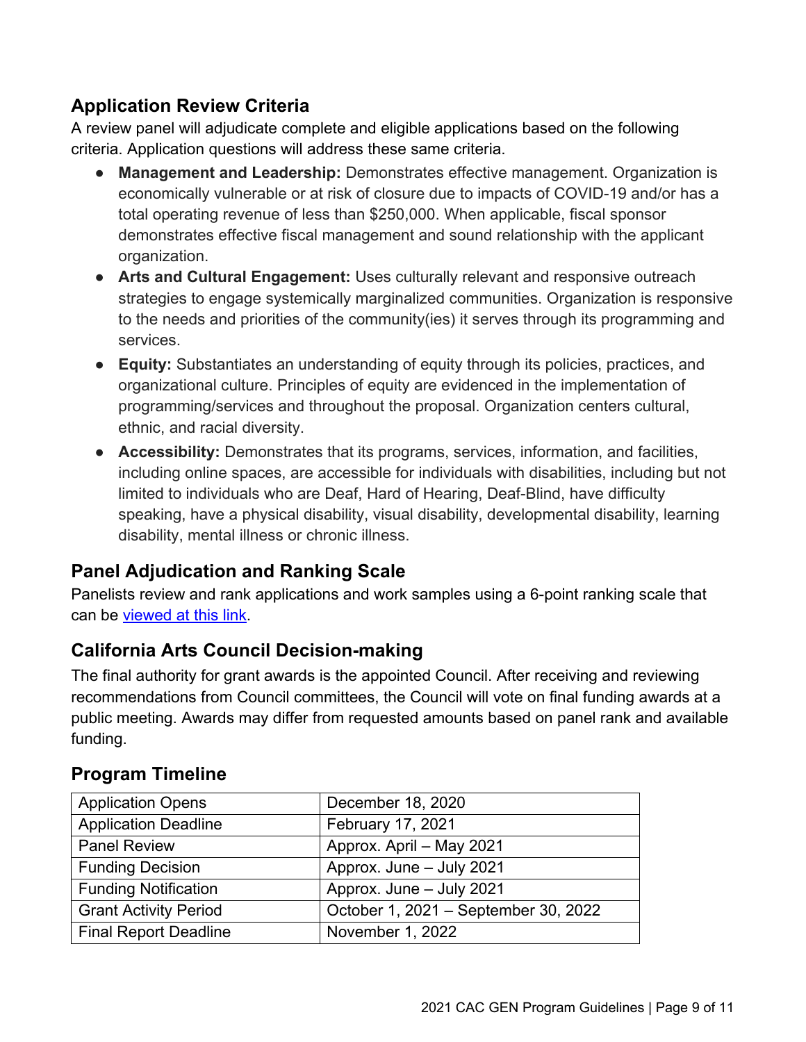## Application Review Criteria

A review panel will adjudicate complete and eligible applications based on the following criteria. Application questions will address these same criteria.

- **Management and Leadership:** Demonstrates effective management. Organization is economically vulnerable or at risk of closure due to impacts of COVID-19 and/or has a total operating revenue of less than $250,000. When applicable, fiscal sponsor demonstrates effective fiscal management and sound relationship with the applicant organization.
- **Arts and Cultural Engagement:** Uses culturally relevant and responsive outreach strategies to engage systemically marginalized communities. Organization is responsive to the needs and priorities of the community(ies) it serves through its programming and services.
- **Equity:** Substantiates an understanding of equity through its policies, practices, and organizational culture. Principles of equity are evidenced in the implementation of programming/services and throughout the proposal. Organization centers cultural, ethnic, and racial diversity.
- **Accessibility:** Demonstrates that its programs, services, information, and facilities, including online spaces, are accessible for individuals with disabilities, including but not limited to individuals who are Deaf, Hard of Hearing, Deaf-Blind, have difficulty speaking, have a physical disability, visual disability, developmental disability, learning disability, mental illness or chronic illness.

## Panel Adjudication and Ranking Scale

Panelists review and rank applications and work samples using a 6-point ranking scale that can be viewed at this link.

## California Arts Council Decision-making

The final authority for grant awards is the appointed Council. After receiving and reviewing recommendations from Council committees, the Council will vote on final funding awards at a public meeting. Awards may differ from requested amounts based on panel rank and available funding.

## Program Timeline

| | |
|---|---|
| Application Opens | December 18, 2020 |
| Application Deadline | February 17, 2021 |
| Panel Review | Approx. April – May 2021 |
| Funding Decision | Approx. June – July 2021 |
| Funding Notification | Approx. June – July 2021 |
| Grant Activity Period | October 1, 2021 – September 30, 2022 |
| Final Report Deadline | November 1, 2022 |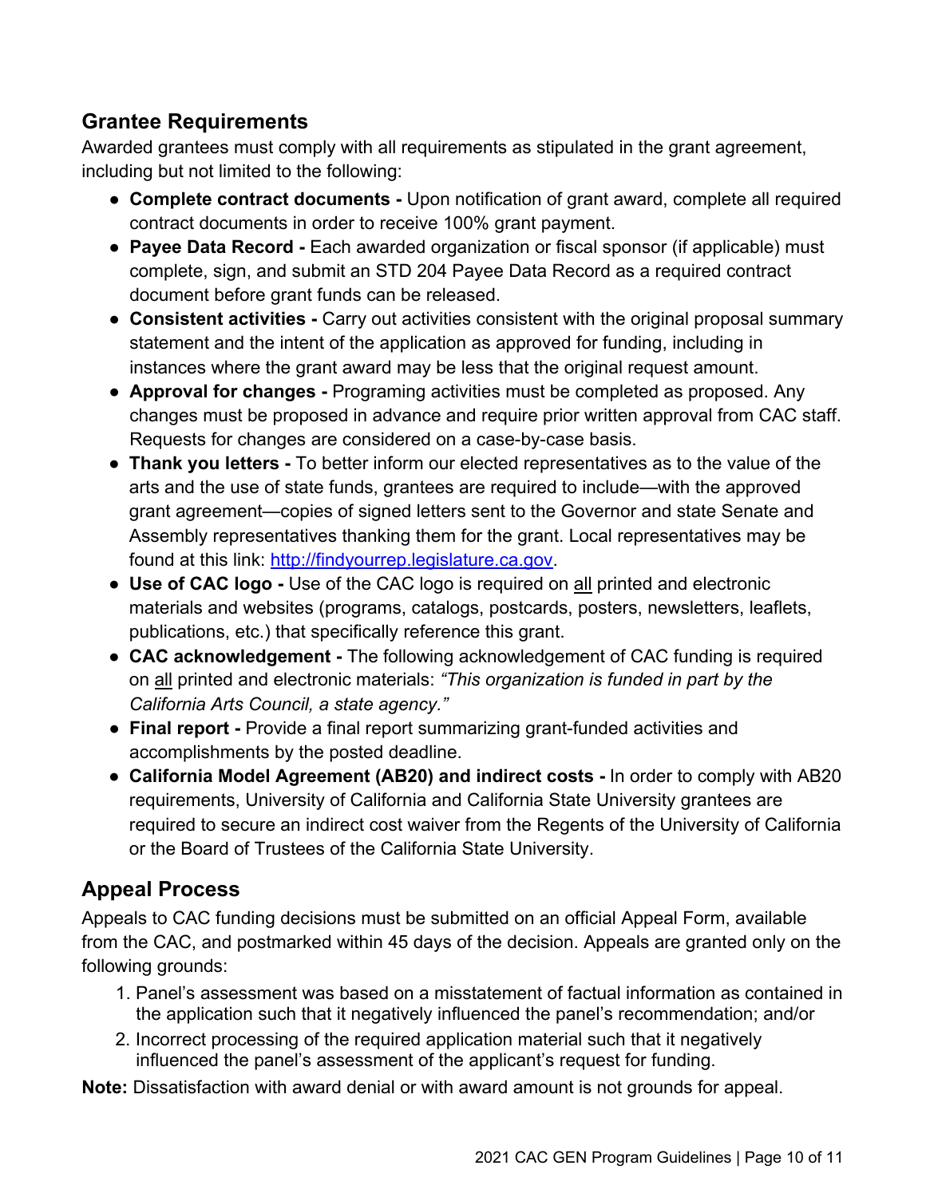## Grantee Requirements

Awarded grantees must comply with all requirements as stipulated in the grant agreement, including but not limited to the following:

- **Complete contract documents -** Upon notification of grant award, complete all required contract documents in order to receive 100% grant payment.
- **Payee Data Record -** Each awarded organization or fiscal sponsor (if applicable) must complete, sign, and submit an STD 204 Payee Data Record as a required contract document before grant funds can be released.
- **Consistent activities -** Carry out activities consistent with the original proposal summary statement and the intent of the application as approved for funding, including in instances where the grant award may be less that the original request amount.
- **Approval for changes -** Programing activities must be completed as proposed. Any changes must be proposed in advance and require prior written approval from CAC staff. Requests for changes are considered on a case-by-case basis.
- **Thank you letters -** To better inform our elected representatives as to the value of the arts and the use of state funds, grantees are required to include—with the approved grant agreement—copies of signed letters sent to the Governor and state Senate and Assembly representatives thanking them for the grant. Local representatives may be found at this link: [http://findyourrep.legislature.ca.gov](http://findyourrep.legislature.ca.gov).
- **Use of CAC logo -** Use of the CAC logo is required on <u>all</u> printed and electronic materials and websites (programs, catalogs, postcards, posters, newsletters, leaflets, publications, etc.) that specifically reference this grant.
- **CAC acknowledgement -** The following acknowledgement of CAC funding is required on <u>all</u> printed and electronic materials: *"This organization is funded in part by the California Arts Council, a state agency."*
- **Final report -** Provide a final report summarizing grant-funded activities and accomplishments by the posted deadline.
- **California Model Agreement (AB20) and indirect costs -** In order to comply with AB20 requirements, University of California and California State University grantees are required to secure an indirect cost waiver from the Regents of the University of California or the Board of Trustees of the California State University.

## Appeal Process

Appeals to CAC funding decisions must be submitted on an official Appeal Form, available from the CAC, and postmarked within 45 days of the decision. Appeals are granted only on the following grounds:

1. Panel's assessment was based on a misstatement of factual information as contained in the application such that it negatively influenced the panel's recommendation; and/or
2. Incorrect processing of the required application material such that it negatively influenced the panel's assessment of the applicant's request for funding.

**Note:** Dissatisfaction with award denial or with award amount is not grounds for appeal.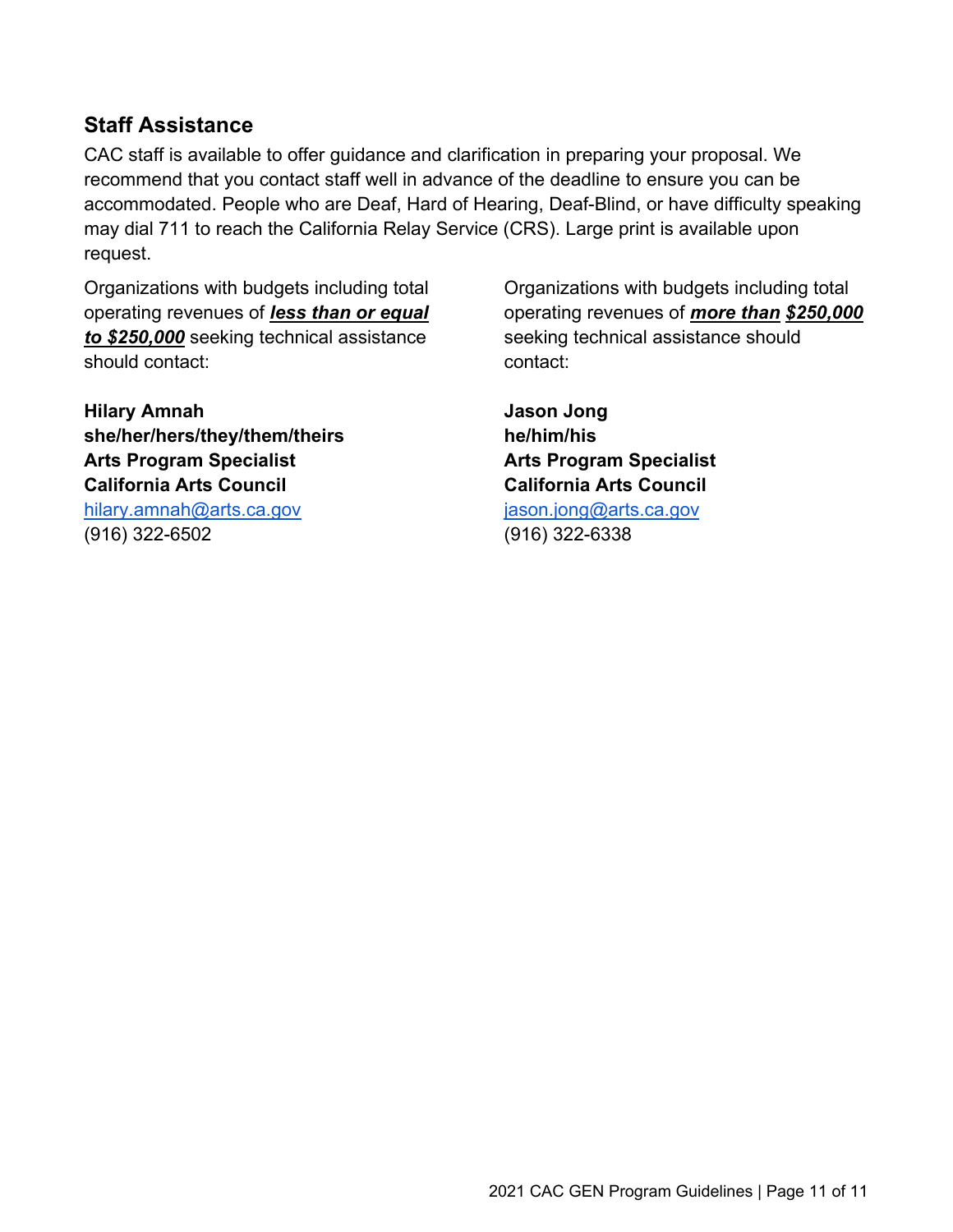## Staff Assistance

CAC staff is available to offer guidance and clarification in preparing your proposal. We recommend that you contact staff well in advance of the deadline to ensure you can be accommodated. People who are Deaf, Hard of Hearing, Deaf-Blind, or have difficulty speaking may dial 711 to reach the California Relay Service (CRS). Large print is available upon request.

Organizations with budgets including total operating revenues of ***less than or equal to $250,000*** seeking technical assistance should contact:

**Hilary Amnah**
**she/her/hers/they/them/theirs**
**Arts Program Specialist**
**California Arts Council**
hilary.amnah@arts.ca.gov
(916) 322-6502

Organizations with budgets including total operating revenues of ***more than*** ***$250,000*** seeking technical assistance should contact:

**Jason Jong**
**he/him/his**
**Arts Program Specialist**
**California Arts Council**
jason.jong@arts.ca.gov
(916) 322-6338